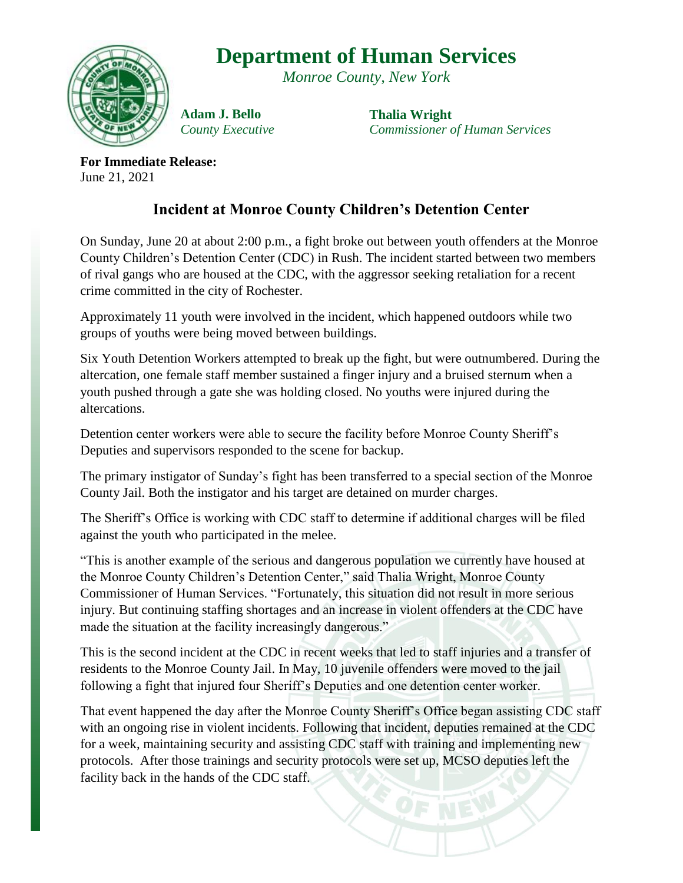# Department of Human Services

*Monroe County, New York*

**Adam J. Bello**
*County Executive*

**Thalia Wright**
*Commissioner of Human Services*

**For Immediate Release:**
June 21, 2021

## Incident at Monroe County Children's Detention Center

On Sunday, June 20 at about 2:00 p.m., a fight broke out between youth offenders at the Monroe County Children's Detention Center (CDC) in Rush. The incident started between two members of rival gangs who are housed at the CDC, with the aggressor seeking retaliation for a recent crime committed in the city of Rochester.

Approximately 11 youth were involved in the incident, which happened outdoors while two groups of youths were being moved between buildings.

Six Youth Detention Workers attempted to break up the fight, but were outnumbered. During the altercation, one female staff member sustained a finger injury and a bruised sternum when a youth pushed through a gate she was holding closed. No youths were injured during the altercations.

Detention center workers were able to secure the facility before Monroe County Sheriff's Deputies and supervisors responded to the scene for backup.

The primary instigator of Sunday's fight has been transferred to a special section of the Monroe County Jail. Both the instigator and his target are detained on murder charges.

The Sheriff's Office is working with CDC staff to determine if additional charges will be filed against the youth who participated in the melee.

"This is another example of the serious and dangerous population we currently have housed at the Monroe County Children's Detention Center," said Thalia Wright, Monroe County Commissioner of Human Services. "Fortunately, this situation did not result in more serious injury. But continuing staffing shortages and an increase in violent offenders at the CDC have made the situation at the facility increasingly dangerous."

This is the second incident at the CDC in recent weeks that led to staff injuries and a transfer of residents to the Monroe County Jail. In May, 10 juvenile offenders were moved to the jail following a fight that injured four Sheriff's Deputies and one detention center worker.

That event happened the day after the Monroe County Sheriff's Office began assisting CDC staff with an ongoing rise in violent incidents. Following that incident, deputies remained at the CDC for a week, maintaining security and assisting CDC staff with training and implementing new protocols. After those trainings and security protocols were set up, MCSO deputies left the facility back in the hands of the CDC staff.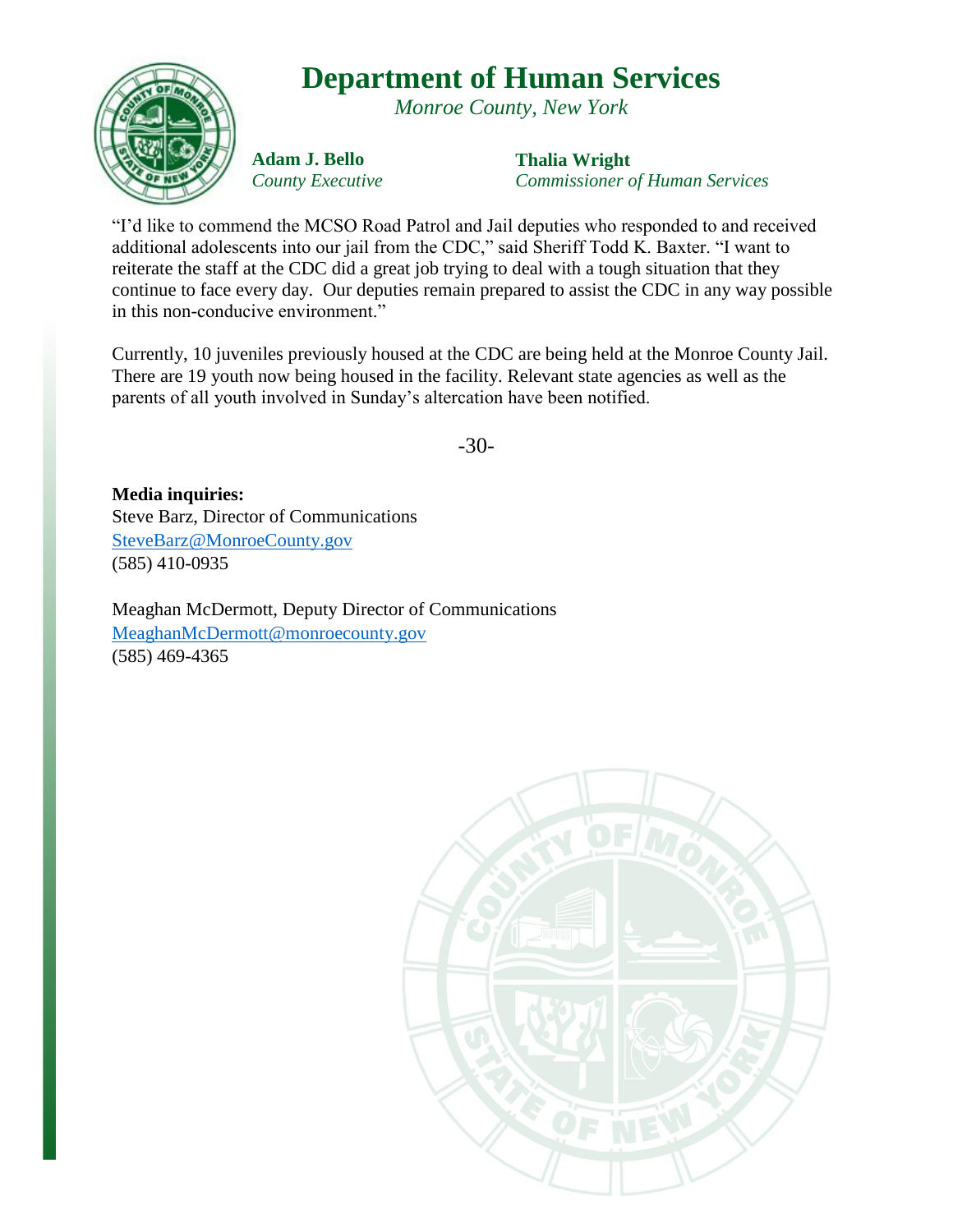# Department of Human Services

*Monroe County, New York*

**Adam J. Bello**
*County Executive*

**Thalia Wright**
*Commissioner of Human Services*

"I'd like to commend the MCSO Road Patrol and Jail deputies who responded to and received additional adolescents into our jail from the CDC," said Sheriff Todd K. Baxter. "I want to reiterate the staff at the CDC did a great job trying to deal with a tough situation that they continue to face every day. Our deputies remain prepared to assist the CDC in any way possible in this non-conducive environment."

Currently, 10 juveniles previously housed at the CDC are being held at the Monroe County Jail. There are 19 youth now being housed in the facility. Relevant state agencies as well as the parents of all youth involved in Sunday's altercation have been notified.

-30-

**Media inquiries:**
Steve Barz, Director of Communications
SteveBarz@MonroeCounty.gov
(585) 410-0935

Meaghan McDermott, Deputy Director of Communications
MeaghanMcDermott@monroecounty.gov
(585) 469-4365